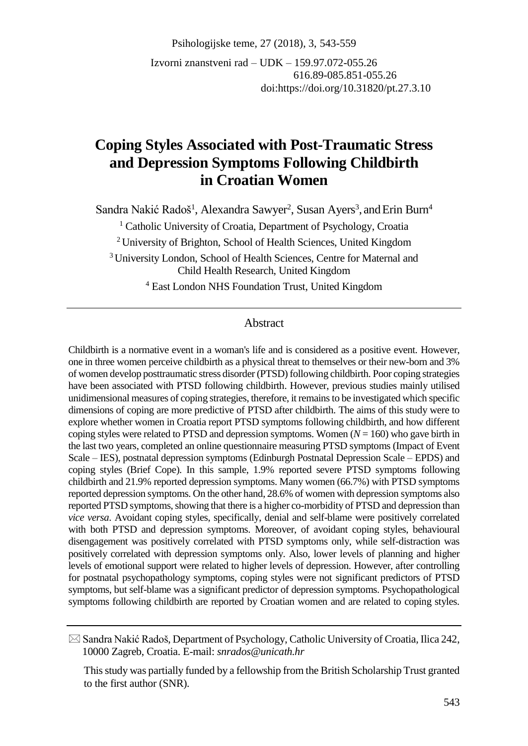Izvorni znanstveni rad – UDK – 159.97.072-055.26
616.89-085.851-055.26
doi:https://doi.org/10.31820/pt.27.3.10

# Coping Styles Associated with Post-Traumatic Stress and Depression Symptoms Following Childbirth in Croatian Women

Sandra Nakić Radoš[1], Alexandra Sawyer[2], Susan Ayers[3], and Erin Burn[4]

[1] Catholic University of Croatia, Department of Psychology, Croatia

[2] University of Brighton, School of Health Sciences, United Kingdom

[3] University London, School of Health Sciences, Centre for Maternal and Child Health Research, United Kingdom

[4] East London NHS Foundation Trust, United Kingdom

## Abstract

Childbirth is a normative event in a woman's life and is considered as a positive event. However, one in three women perceive childbirth as a physical threat to themselves or their new-born and 3% of women develop posttraumatic stress disorder (PTSD) following childbirth. Poor coping strategies have been associated with PTSD following childbirth. However, previous studies mainly utilised unidimensional measures of coping strategies, therefore, it remains to be investigated which specific dimensions of coping are more predictive of PTSD after childbirth. The aims of this study were to explore whether women in Croatia report PTSD symptoms following childbirth, and how different coping styles were related to PTSD and depression symptoms. Women ($N = 160$) who gave birth in the last two years, completed an online questionnaire measuring PTSD symptoms (Impact of Event Scale – IES), postnatal depression symptoms (Edinburgh Postnatal Depression Scale – EPDS) and coping styles (Brief Cope). In this sample, 1.9% reported severe PTSD symptoms following childbirth and 21.9% reported depression symptoms. Many women (66.7%) with PTSD symptoms reported depression symptoms. On the other hand, 28.6% of women with depression symptoms also reported PTSD symptoms, showing that there is a higher co-morbidity of PTSD and depression than *vice versa*. Avoidant coping styles, specifically, denial and self-blame were positively correlated with both PTSD and depression symptoms. Moreover, of avoidant coping styles, behavioural disengagement was positively correlated with PTSD symptoms only, while self-distraction was positively correlated with depression symptoms only. Also, lower levels of planning and higher levels of emotional support were related to higher levels of depression. However, after controlling for postnatal psychopathology symptoms, coping styles were not significant predictors of PTSD symptoms, but self-blame was a significant predictor of depression symptoms. Psychopathological symptoms following childbirth are reported by Croatian women and are related to coping styles.

---

✉ Sandra Nakić Radoš, Department of Psychology, Catholic University of Croatia, Ilica 242, 10000 Zagreb, Croatia. E-mail: *snrados@unicath.hr*

This study was partially funded by a fellowship from the British Scholarship Trust granted to the first author (SNR).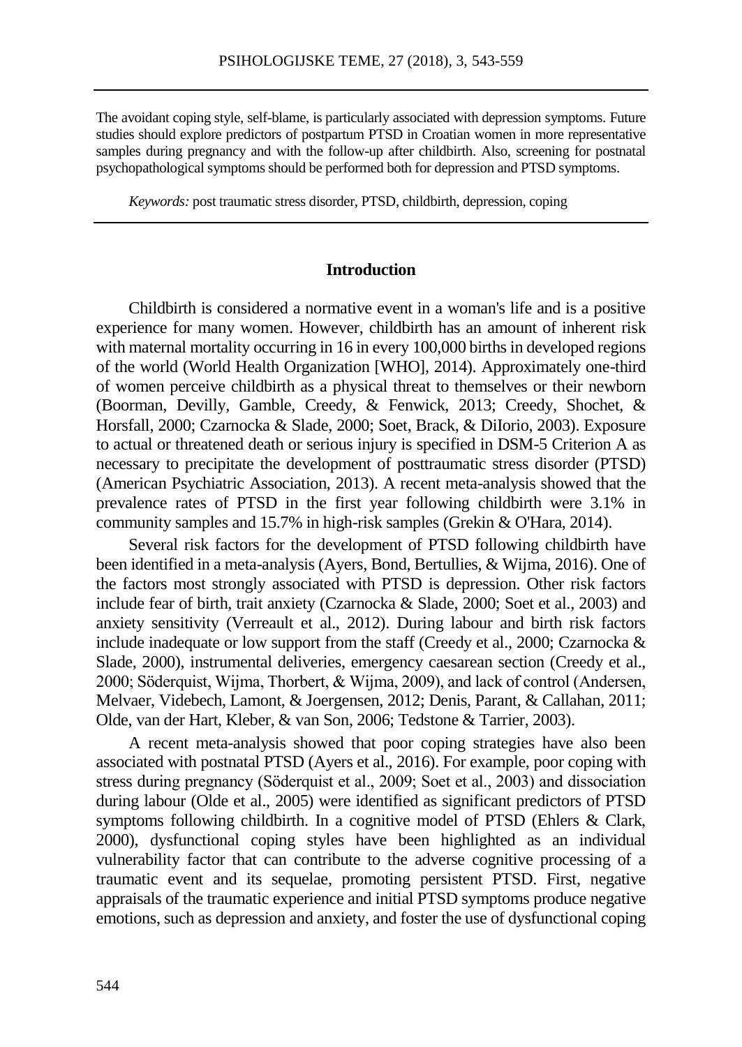The avoidant coping style, self-blame, is particularly associated with depression symptoms. Future studies should explore predictors of postpartum PTSD in Croatian women in more representative samples during pregnancy and with the follow-up after childbirth. Also, screening for postnatal psychopathological symptoms should be performed both for depression and PTSD symptoms.

*Keywords:* post traumatic stress disorder, PTSD, childbirth, depression, coping

## Introduction

Childbirth is considered a normative event in a woman's life and is a positive experience for many women. However, childbirth has an amount of inherent risk with maternal mortality occurring in 16 in every 100,000 births in developed regions of the world (World Health Organization [WHO], 2014). Approximately one-third of women perceive childbirth as a physical threat to themselves or their newborn (Boorman, Devilly, Gamble, Creedy, & Fenwick, 2013; Creedy, Shochet, & Horsfall, 2000; Czarnocka & Slade, 2000; Soet, Brack, & DiIorio, 2003). Exposure to actual or threatened death or serious injury is specified in DSM-5 Criterion A as necessary to precipitate the development of posttraumatic stress disorder (PTSD) (American Psychiatric Association, 2013). A recent meta-analysis showed that the prevalence rates of PTSD in the first year following childbirth were 3.1% in community samples and 15.7% in high-risk samples (Grekin & O'Hara, 2014).

Several risk factors for the development of PTSD following childbirth have been identified in a meta-analysis (Ayers, Bond, Bertullies, & Wijma, 2016). One of the factors most strongly associated with PTSD is depression. Other risk factors include fear of birth, trait anxiety (Czarnocka & Slade, 2000; Soet et al., 2003) and anxiety sensitivity (Verreault et al., 2012). During labour and birth risk factors include inadequate or low support from the staff (Creedy et al., 2000; Czarnocka & Slade, 2000), instrumental deliveries, emergency caesarean section (Creedy et al., 2000; Söderquist, Wijma, Thorbert, & Wijma, 2009), and lack of control (Andersen, Melvaer, Videbech, Lamont, & Joergensen, 2012; Denis, Parant, & Callahan, 2011; Olde, van der Hart, Kleber, & van Son, 2006; Tedstone & Tarrier, 2003).

A recent meta-analysis showed that poor coping strategies have also been associated with postnatal PTSD (Ayers et al., 2016). For example, poor coping with stress during pregnancy (Söderquist et al., 2009; Soet et al., 2003) and dissociation during labour (Olde et al., 2005) were identified as significant predictors of PTSD symptoms following childbirth. In a cognitive model of PTSD (Ehlers & Clark, 2000), dysfunctional coping styles have been highlighted as an individual vulnerability factor that can contribute to the adverse cognitive processing of a traumatic event and its sequelae, promoting persistent PTSD. First, negative appraisals of the traumatic experience and initial PTSD symptoms produce negative emotions, such as depression and anxiety, and foster the use of dysfunctional coping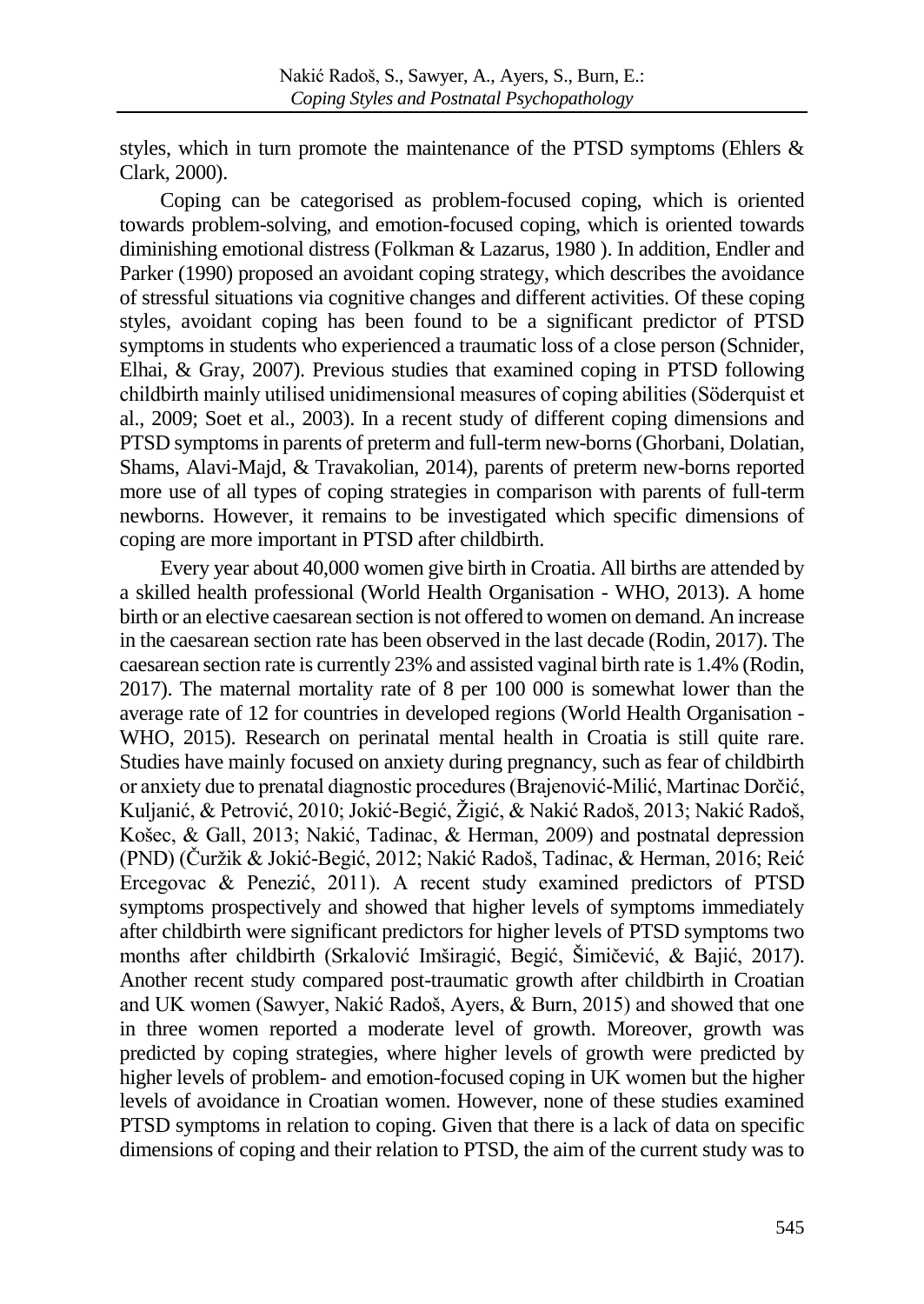styles, which in turn promote the maintenance of the PTSD symptoms (Ehlers & Clark, 2000).

Coping can be categorised as problem-focused coping, which is oriented towards problem-solving, and emotion-focused coping, which is oriented towards diminishing emotional distress (Folkman & Lazarus, 1980 ). In addition, Endler and Parker (1990) proposed an avoidant coping strategy, which describes the avoidance of stressful situations via cognitive changes and different activities. Of these coping styles, avoidant coping has been found to be a significant predictor of PTSD symptoms in students who experienced a traumatic loss of a close person (Schnider, Elhai, & Gray, 2007). Previous studies that examined coping in PTSD following childbirth mainly utilised unidimensional measures of coping abilities (Söderquist et al., 2009; Soet et al., 2003). In a recent study of different coping dimensions and PTSD symptoms in parents of preterm and full-term new-borns (Ghorbani, Dolatian, Shams, Alavi-Majd, & Travakolian, 2014), parents of preterm new-borns reported more use of all types of coping strategies in comparison with parents of full-term newborns. However, it remains to be investigated which specific dimensions of coping are more important in PTSD after childbirth.

Every year about 40,000 women give birth in Croatia. All births are attended by a skilled health professional (World Health Organisation - WHO, 2013). A home birth or an elective caesarean section is not offered to women on demand. An increase in the caesarean section rate has been observed in the last decade (Rodin, 2017). The caesarean section rate is currently 23% and assisted vaginal birth rate is 1.4% (Rodin, 2017). The maternal mortality rate of 8 per 100 000 is somewhat lower than the average rate of 12 for countries in developed regions (World Health Organisation - WHO, 2015). Research on perinatal mental health in Croatia is still quite rare. Studies have mainly focused on anxiety during pregnancy, such as fear of childbirth or anxiety due to prenatal diagnostic procedures (Brajenović-Milić, Martinac Dorčić, Kuljanić, & Petrović, 2010; Jokić-Begić, Žigić, & Nakić Radoš, 2013; Nakić Radoš, Košec, & Gall, 2013; Nakić, Tadinac, & Herman, 2009) and postnatal depression (PND) (Čuržik & Jokić-Begić, 2012; Nakić Radoš, Tadinac, & Herman, 2016; Reić Ercegovac & Penezić, 2011). A recent study examined predictors of PTSD symptoms prospectively and showed that higher levels of symptoms immediately after childbirth were significant predictors for higher levels of PTSD symptoms two months after childbirth (Srkalović Imširagić, Begić, Šimičević, & Bajić, 2017). Another recent study compared post-traumatic growth after childbirth in Croatian and UK women (Sawyer, Nakić Radoš, Ayers, & Burn, 2015) and showed that one in three women reported a moderate level of growth. Moreover, growth was predicted by coping strategies, where higher levels of growth were predicted by higher levels of problem- and emotion-focused coping in UK women but the higher levels of avoidance in Croatian women. However, none of these studies examined PTSD symptoms in relation to coping. Given that there is a lack of data on specific dimensions of coping and their relation to PTSD, the aim of the current study was to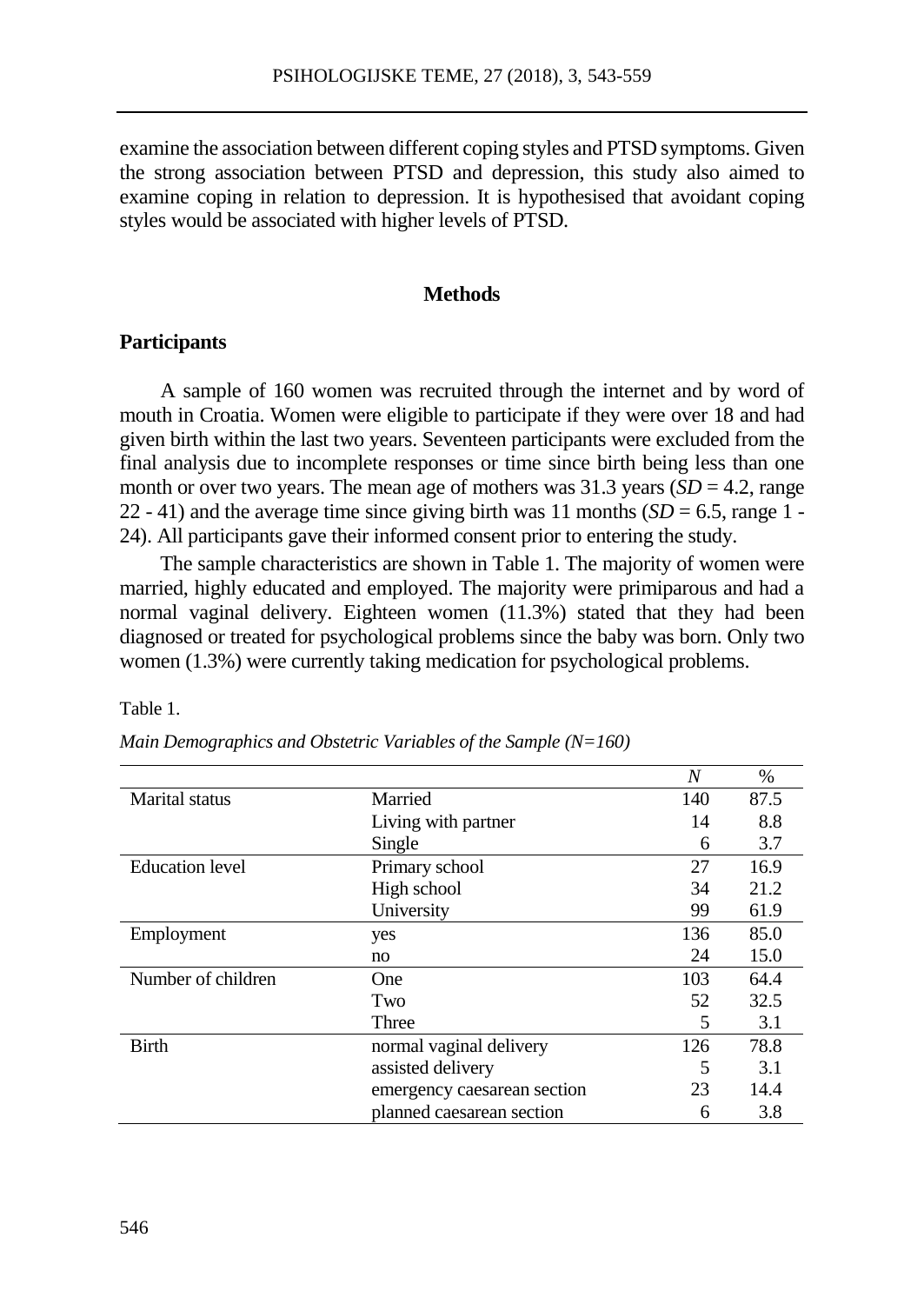examine the association between different coping styles and PTSD symptoms. Given the strong association between PTSD and depression, this study also aimed to examine coping in relation to depression. It is hypothesised that avoidant coping styles would be associated with higher levels of PTSD.

## Methods

### Participants

A sample of 160 women was recruited through the internet and by word of mouth in Croatia. Women were eligible to participate if they were over 18 and had given birth within the last two years. Seventeen participants were excluded from the final analysis due to incomplete responses or time since birth being less than one month or over two years. The mean age of mothers was 31.3 years (*SD* = 4.2, range 22 - 41) and the average time since giving birth was 11 months (*SD* = 6.5, range 1 - 24). All participants gave their informed consent prior to entering the study.

The sample characteristics are shown in Table 1. The majority of women were married, highly educated and employed. The majority were primiparous and had a normal vaginal delivery. Eighteen women (11.3%) stated that they had been diagnosed or treated for psychological problems since the baby was born. Only two women (1.3%) were currently taking medication for psychological problems.

Table 1.

*Main Demographics and Obstetric Variables of the Sample (N=160)*

| | | *N* | % |
|---|---|---|---|
| Marital status | Married | 140 | 87.5 |
| | Living with partner | 14 | 8.8 |
| | Single | 6 | 3.7 |
| Education level | Primary school | 27 | 16.9 |
| | High school | 34 | 21.2 |
| | University | 99 | 61.9 |
| Employment | yes | 136 | 85.0 |
| | no | 24 | 15.0 |
| Number of children | One | 103 | 64.4 |
| | Two | 52 | 32.5 |
| | Three | 5 | 3.1 |
| Birth | normal vaginal delivery | 126 | 78.8 |
| | assisted delivery | 5 | 3.1 |
| | emergency caesarean section | 23 | 14.4 |
| | planned caesarean section | 6 | 3.8 |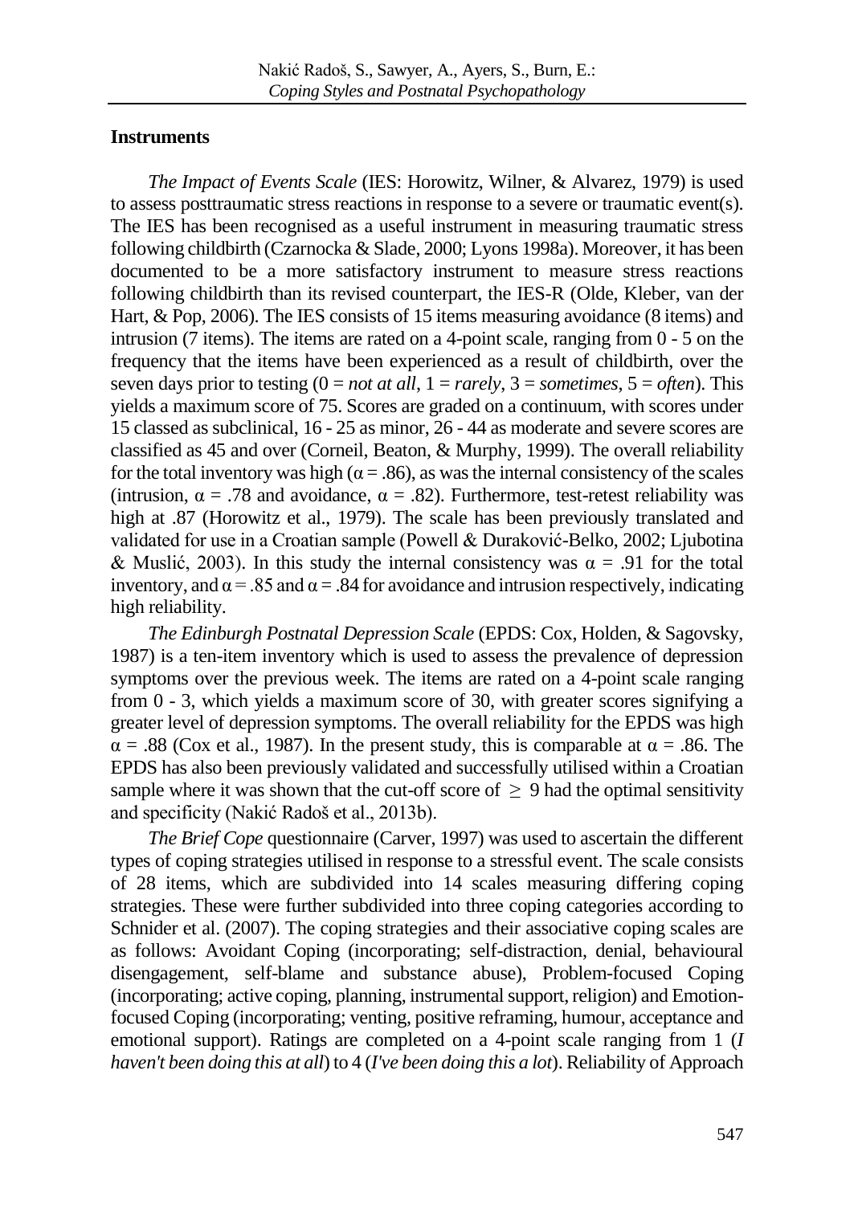**Instruments**

*The Impact of Events Scale* (IES: Horowitz, Wilner, & Alvarez, 1979) is used to assess posttraumatic stress reactions in response to a severe or traumatic event(s). The IES has been recognised as a useful instrument in measuring traumatic stress following childbirth (Czarnocka & Slade, 2000; Lyons 1998a). Moreover, it has been documented to be a more satisfactory instrument to measure stress reactions following childbirth than its revised counterpart, the IES-R (Olde, Kleber, van der Hart, & Pop, 2006). The IES consists of 15 items measuring avoidance (8 items) and intrusion (7 items). The items are rated on a 4-point scale, ranging from 0 - 5 on the frequency that the items have been experienced as a result of childbirth, over the seven days prior to testing (0 = *not at all*, 1 = *rarely*, 3 = *sometimes*, 5 = *often*). This yields a maximum score of 75. Scores are graded on a continuum, with scores under 15 classed as subclinical, 16 - 25 as minor, 26 - 44 as moderate and severe scores are classified as 45 and over (Corneil, Beaton, & Murphy, 1999). The overall reliability for the total inventory was high ($\alpha$ = .86), as was the internal consistency of the scales (intrusion, $\alpha$ = .78 and avoidance, $\alpha$ = .82). Furthermore, test-retest reliability was high at .87 (Horowitz et al., 1979). The scale has been previously translated and validated for use in a Croatian sample (Powell & Duraković-Belko, 2002; Ljubotina & Muslić, 2003). In this study the internal consistency was $\alpha$ = .91 for the total inventory, and $\alpha$ = .85 and $\alpha$ = .84 for avoidance and intrusion respectively, indicating high reliability.

*The Edinburgh Postnatal Depression Scale* (EPDS: Cox, Holden, & Sagovsky, 1987) is a ten-item inventory which is used to assess the prevalence of depression symptoms over the previous week. The items are rated on a 4-point scale ranging from 0 - 3, which yields a maximum score of 30, with greater scores signifying a greater level of depression symptoms. The overall reliability for the EPDS was high $\alpha$ = .88 (Cox et al., 1987). In the present study, this is comparable at $\alpha$ = .86. The EPDS has also been previously validated and successfully utilised within a Croatian sample where it was shown that the cut-off score of $\geq$ 9 had the optimal sensitivity and specificity (Nakić Radoš et al., 2013b).

*The Brief Cope* questionnaire (Carver, 1997) was used to ascertain the different types of coping strategies utilised in response to a stressful event. The scale consists of 28 items, which are subdivided into 14 scales measuring differing coping strategies. These were further subdivided into three coping categories according to Schnider et al. (2007). The coping strategies and their associative coping scales are as follows: Avoidant Coping (incorporating; self-distraction, denial, behavioural disengagement, self-blame and substance abuse), Problem-focused Coping (incorporating; active coping, planning, instrumental support, religion) and Emotion-focused Coping (incorporating; venting, positive reframing, humour, acceptance and emotional support). Ratings are completed on a 4-point scale ranging from 1 (*I haven't been doing this at all*) to 4 (*I've been doing this a lot*). Reliability of Approach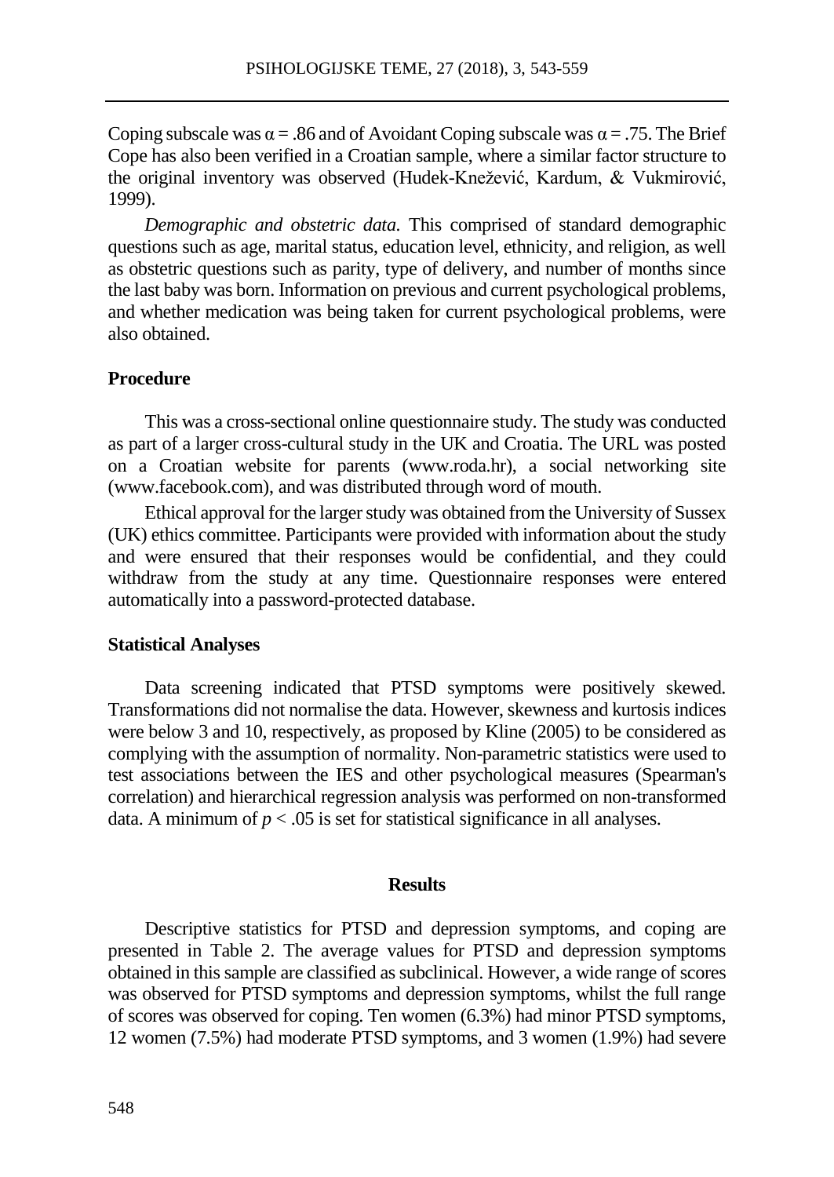Coping subscale was $\alpha = .86$ and of Avoidant Coping subscale was $\alpha = .75$. The Brief Cope has also been verified in a Croatian sample, where a similar factor structure to the original inventory was observed (Hudek-Knežević, Kardum, & Vukmirović, 1999).

*Demographic and obstetric data.* This comprised of standard demographic questions such as age, marital status, education level, ethnicity, and religion, as well as obstetric questions such as parity, type of delivery, and number of months since the last baby was born. Information on previous and current psychological problems, and whether medication was being taken for current psychological problems, were also obtained.

### Procedure

This was a cross-sectional online questionnaire study. The study was conducted as part of a larger cross-cultural study in the UK and Croatia. The URL was posted on a Croatian website for parents (www.roda.hr), a social networking site (www.facebook.com), and was distributed through word of mouth.

Ethical approval for the larger study was obtained from the University of Sussex (UK) ethics committee. Participants were provided with information about the study and were ensured that their responses would be confidential, and they could withdraw from the study at any time. Questionnaire responses were entered automatically into a password-protected database.

### Statistical Analyses

Data screening indicated that PTSD symptoms were positively skewed. Transformations did not normalise the data. However, skewness and kurtosis indices were below 3 and 10, respectively, as proposed by Kline (2005) to be considered as complying with the assumption of normality. Non-parametric statistics were used to test associations between the IES and other psychological measures (Spearman's correlation) and hierarchical regression analysis was performed on non-transformed data. A minimum of $p < .05$ is set for statistical significance in all analyses.

## Results

Descriptive statistics for PTSD and depression symptoms, and coping are presented in Table 2. The average values for PTSD and depression symptoms obtained in this sample are classified as subclinical. However, a wide range of scores was observed for PTSD symptoms and depression symptoms, whilst the full range of scores was observed for coping. Ten women (6.3%) had minor PTSD symptoms, 12 women (7.5%) had moderate PTSD symptoms, and 3 women (1.9%) had severe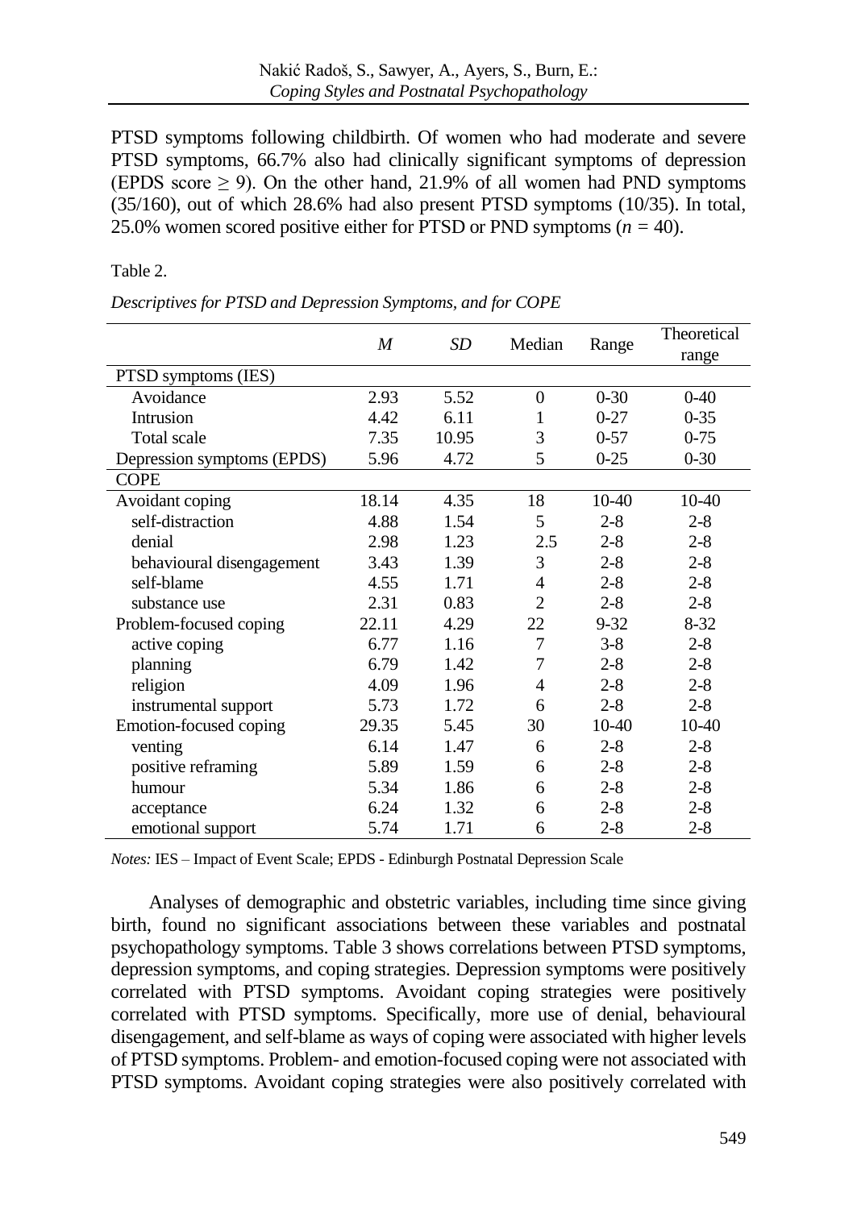PTSD symptoms following childbirth. Of women who had moderate and severe PTSD symptoms, 66.7% also had clinically significant symptoms of depression (EPDS score $\geq$ 9). On the other hand, 21.9% of all women had PND symptoms (35/160), out of which 28.6% had also present PTSD symptoms (10/35). In total, 25.0% women scored positive either for PTSD or PND symptoms ($n$ = 40).

Table 2.

*Descriptives for PTSD and Depression Symptoms, and for COPE*

| | *M* | *SD* | Median | Range | Theoretical range |
|---|---|---|---|---|---|
| PTSD symptoms (IES) | | | | | |
| Avoidance | 2.93 | 5.52 | 0 | 0-30 | 0-40 |
| Intrusion | 4.42 | 6.11 | 1 | 0-27 | 0-35 |
| Total scale | 7.35 | 10.95 | 3 | 0-57 | 0-75 |
| Depression symptoms (EPDS) | 5.96 | 4.72 | 5 | 0-25 | 0-30 |
| COPE | | | | | |
| Avoidant coping | 18.14 | 4.35 | 18 | 10-40 | 10-40 |
| self-distraction | 4.88 | 1.54 | 5 | 2-8 | 2-8 |
| denial | 2.98 | 1.23 | 2.5 | 2-8 | 2-8 |
| behavioural disengagement | 3.43 | 1.39 | 3 | 2-8 | 2-8 |
| self-blame | 4.55 | 1.71 | 4 | 2-8 | 2-8 |
| substance use | 2.31 | 0.83 | 2 | 2-8 | 2-8 |
| Problem-focused coping | 22.11 | 4.29 | 22 | 9-32 | 8-32 |
| active coping | 6.77 | 1.16 | 7 | 3-8 | 2-8 |
| planning | 6.79 | 1.42 | 7 | 2-8 | 2-8 |
| religion | 4.09 | 1.96 | 4 | 2-8 | 2-8 |
| instrumental support | 5.73 | 1.72 | 6 | 2-8 | 2-8 |
| Emotion-focused coping | 29.35 | 5.45 | 30 | 10-40 | 10-40 |
| venting | 6.14 | 1.47 | 6 | 2-8 | 2-8 |
| positive reframing | 5.89 | 1.59 | 6 | 2-8 | 2-8 |
| humour | 5.34 | 1.86 | 6 | 2-8 | 2-8 |
| acceptance | 6.24 | 1.32 | 6 | 2-8 | 2-8 |
| emotional support | 5.74 | 1.71 | 6 | 2-8 | 2-8 |

*Notes:* IES – Impact of Event Scale; EPDS - Edinburgh Postnatal Depression Scale

Analyses of demographic and obstetric variables, including time since giving birth, found no significant associations between these variables and postnatal psychopathology symptoms. Table 3 shows correlations between PTSD symptoms, depression symptoms, and coping strategies. Depression symptoms were positively correlated with PTSD symptoms. Avoidant coping strategies were positively correlated with PTSD symptoms. Specifically, more use of denial, behavioural disengagement, and self-blame as ways of coping were associated with higher levels of PTSD symptoms. Problem- and emotion-focused coping were not associated with PTSD symptoms. Avoidant coping strategies were also positively correlated with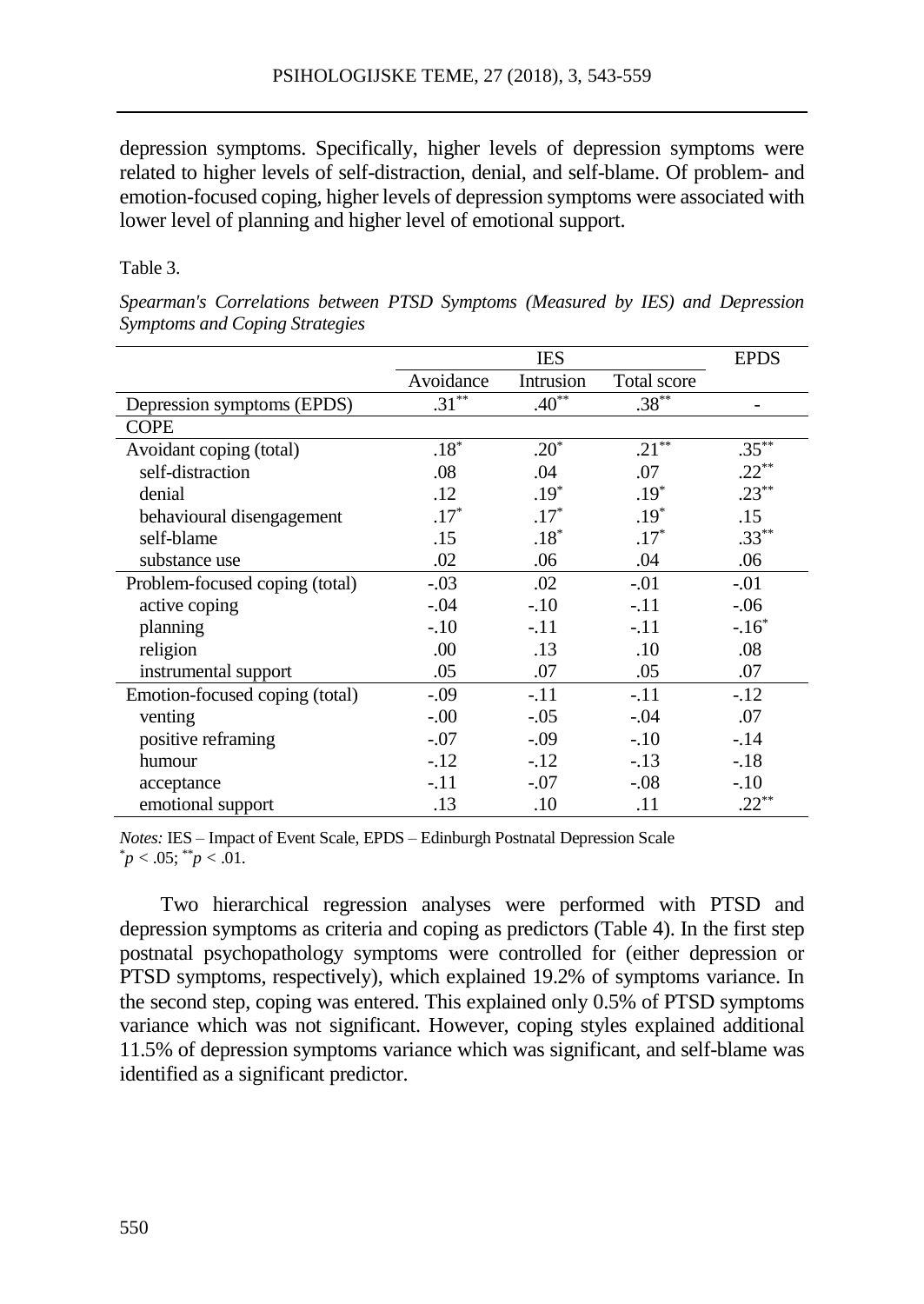depression symptoms. Specifically, higher levels of depression symptoms were related to higher levels of self-distraction, denial, and self-blame. Of problem- and emotion-focused coping, higher levels of depression symptoms were associated with lower level of planning and higher level of emotional support.

Table 3.

*Spearman's Correlations between PTSD Symptoms (Measured by IES) and Depression Symptoms and Coping Strategies*

| | IES | | | EPDS |
|---|---|---|---|---|
| | Avoidance | Intrusion | Total score | |
| Depression symptoms (EPDS) | .31** | .40** | .38** | - |
| COPE | | | | |
| Avoidant coping (total) | .18* | .20* | .21** | .35** |
| self-distraction | .08 | .04 | .07 | .22** |
| denial | .12 | .19* | .19* | .23** |
| behavioural disengagement | .17* | .17* | .19* | .15 |
| self-blame | .15 | .18* | .17* | .33** |
| substance use | .02 | .06 | .04 | .06 |
| Problem-focused coping (total) | -.03 | .02 | -.01 | -.01 |
| active coping | -.04 | -.10 | -.11 | -.06 |
| planning | -.10 | -.11 | -.11 | -.16* |
| religion | .00 | .13 | .10 | .08 |
| instrumental support | .05 | .07 | .05 | .07 |
| Emotion-focused coping (total) | -.09 | -.11 | -.11 | -.12 |
| venting | -.00 | -.05 | -.04 | .07 |
| positive reframing | -.07 | -.09 | -.10 | -.14 |
| humour | -.12 | -.12 | -.13 | -.18 |
| acceptance | -.11 | -.07 | -.08 | -.10 |
| emotional support | .13 | .10 | .11 | .22** |

*Notes:* IES – Impact of Event Scale, EPDS – Edinburgh Postnatal Depression Scale
\* $p < .05$; \*\* $p < .01$.

Two hierarchical regression analyses were performed with PTSD and depression symptoms as criteria and coping as predictors (Table 4). In the first step postnatal psychopathology symptoms were controlled for (either depression or PTSD symptoms, respectively), which explained 19.2% of symptoms variance. In the second step, coping was entered. This explained only 0.5% of PTSD symptoms variance which was not significant. However, coping styles explained additional 11.5% of depression symptoms variance which was significant, and self-blame was identified as a significant predictor.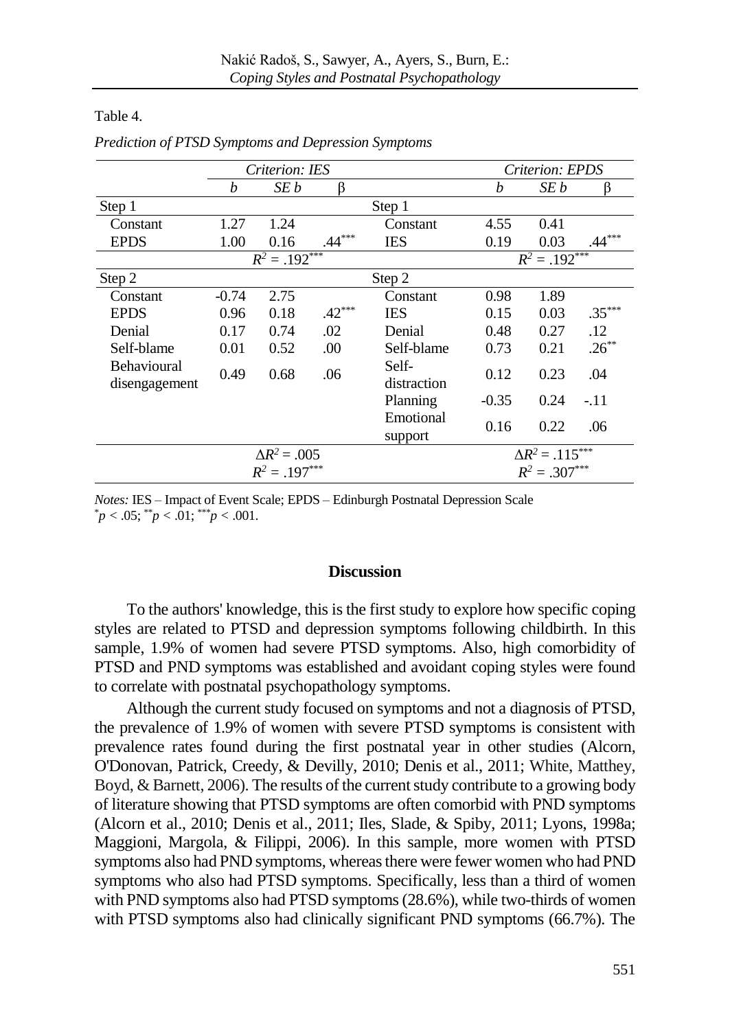Table 4.

*Prediction of PTSD Symptoms and Depression Symptoms*

| | *Criterion: IES* | | | | *Criterion: EPDS* | | |
|---|---|---|---|---|---|---|---|
| | *b* | *SE b* | β | | *b* | *SE b* | β |
| Step 1 | | | | Step 1 | | | |
| Constant | 1.27 | 1.24 | | Constant | 4.55 | 0.41 | |
| EPDS | 1.00 | 0.16 | .44*** | IES | 0.19 | 0.03 | .44*** |
| | $R^2$ = .192*** | | | | $R^2$ = .192*** | | |
| Step 2 | | | | Step 2 | | | |
| Constant | -0.74 | 2.75 | | Constant | 0.98 | 1.89 | |
| EPDS | 0.96 | 0.18 | .42*** | IES | 0.15 | 0.03 | .35*** |
| Denial | 0.17 | 0.74 | .02 | Denial | 0.48 | 0.27 | .12 |
| Self-blame | 0.01 | 0.52 | .00 | Self-blame | 0.73 | 0.21 | .26** |
| Behavioural disengagement | 0.49 | 0.68 | .06 | Self-distraction | 0.12 | 0.23 | .04 |
| | | | | Planning | -0.35 | 0.24 | -.11 |
| | | | | Emotional support | 0.16 | 0.22 | .06 |
| | $\Delta R^2$ = .005 | | | | $\Delta R^2$ = .115*** | | |
| | $R^2$ = .197*** | | | | $R^2$ = .307*** | | |

*Notes:* IES – Impact of Event Scale; EPDS – Edinburgh Postnatal Depression Scale
*$p < .05$; **$p < .01$; ***$p < .001$.

## Discussion

To the authors' knowledge, this is the first study to explore how specific coping styles are related to PTSD and depression symptoms following childbirth. In this sample, 1.9% of women had severe PTSD symptoms. Also, high comorbidity of PTSD and PND symptoms was established and avoidant coping styles were found to correlate with postnatal psychopathology symptoms.

Although the current study focused on symptoms and not a diagnosis of PTSD, the prevalence of 1.9% of women with severe PTSD symptoms is consistent with prevalence rates found during the first postnatal year in other studies (Alcorn, O'Donovan, Patrick, Creedy, & Devilly, 2010; Denis et al., 2011; White, Matthey, Boyd, & Barnett, 2006). The results of the current study contribute to a growing body of literature showing that PTSD symptoms are often comorbid with PND symptoms (Alcorn et al., 2010; Denis et al., 2011; Iles, Slade, & Spiby, 2011; Lyons, 1998a; Maggioni, Margola, & Filippi, 2006). In this sample, more women with PTSD symptoms also had PND symptoms, whereas there were fewer women who had PND symptoms who also had PTSD symptoms. Specifically, less than a third of women with PND symptoms also had PTSD symptoms (28.6%), while two-thirds of women with PTSD symptoms also had clinically significant PND symptoms (66.7%). The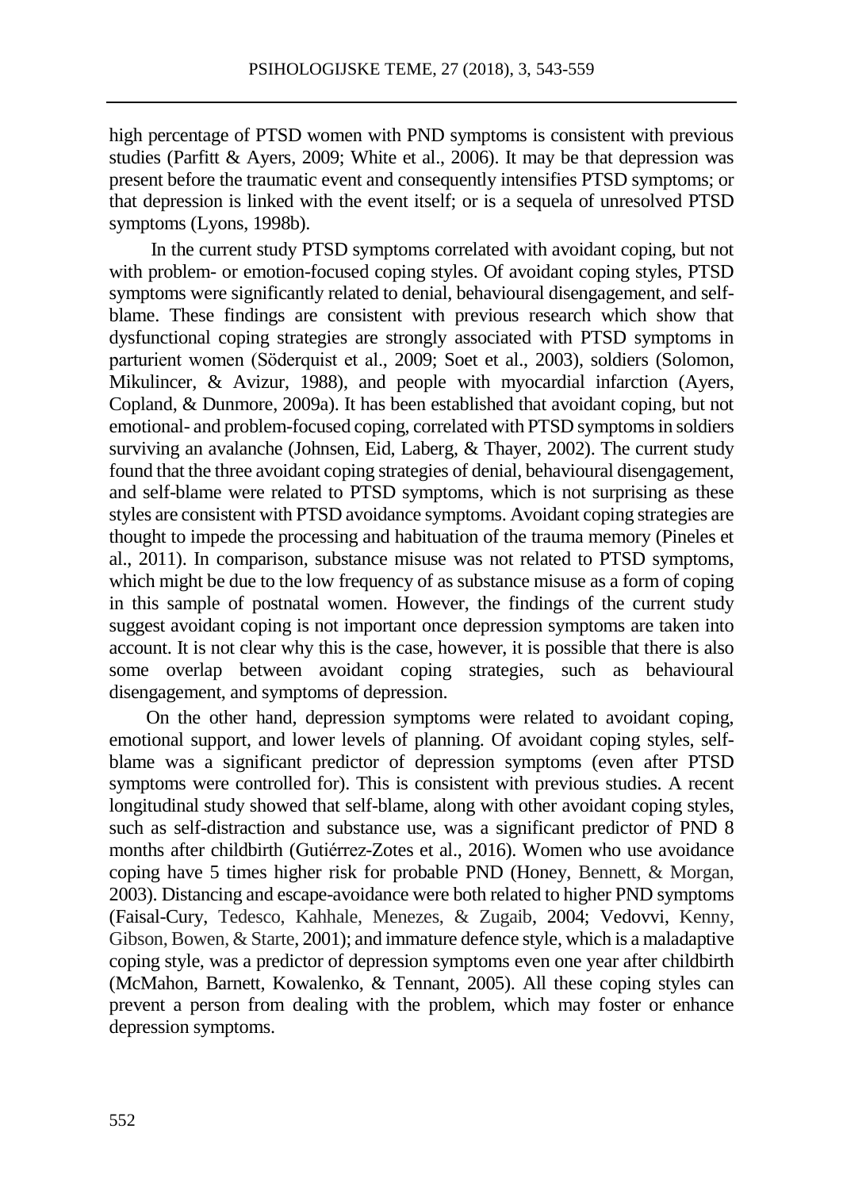high percentage of PTSD women with PND symptoms is consistent with previous studies (Parfitt & Ayers, 2009; White et al., 2006). It may be that depression was present before the traumatic event and consequently intensifies PTSD symptoms; or that depression is linked with the event itself; or is a sequela of unresolved PTSD symptoms (Lyons, 1998b).

In the current study PTSD symptoms correlated with avoidant coping, but not with problem- or emotion-focused coping styles. Of avoidant coping styles, PTSD symptoms were significantly related to denial, behavioural disengagement, and self-blame. These findings are consistent with previous research which show that dysfunctional coping strategies are strongly associated with PTSD symptoms in parturient women (Söderquist et al., 2009; Soet et al., 2003), soldiers (Solomon, Mikulincer, & Avizur, 1988), and people with myocardial infarction (Ayers, Copland, & Dunmore, 2009a). It has been established that avoidant coping, but not emotional- and problem-focused coping, correlated with PTSD symptoms in soldiers surviving an avalanche (Johnsen, Eid, Laberg, & Thayer, 2002). The current study found that the three avoidant coping strategies of denial, behavioural disengagement, and self-blame were related to PTSD symptoms, which is not surprising as these styles are consistent with PTSD avoidance symptoms. Avoidant coping strategies are thought to impede the processing and habituation of the trauma memory (Pineles et al., 2011). In comparison, substance misuse was not related to PTSD symptoms, which might be due to the low frequency of as substance misuse as a form of coping in this sample of postnatal women. However, the findings of the current study suggest avoidant coping is not important once depression symptoms are taken into account. It is not clear why this is the case, however, it is possible that there is also some overlap between avoidant coping strategies, such as behavioural disengagement, and symptoms of depression.

On the other hand, depression symptoms were related to avoidant coping, emotional support, and lower levels of planning. Of avoidant coping styles, self-blame was a significant predictor of depression symptoms (even after PTSD symptoms were controlled for). This is consistent with previous studies. A recent longitudinal study showed that self-blame, along with other avoidant coping styles, such as self-distraction and substance use, was a significant predictor of PND 8 months after childbirth (Gutiérrez-Zotes et al., 2016). Women who use avoidance coping have 5 times higher risk for probable PND (Honey, Bennett, & Morgan, 2003). Distancing and escape-avoidance were both related to higher PND symptoms (Faisal-Cury, Tedesco, Kahhale, Menezes, & Zugaib, 2004; Vedovvi, Kenny, Gibson, Bowen, & Starte, 2001); and immature defence style, which is a maladaptive coping style, was a predictor of depression symptoms even one year after childbirth (McMahon, Barnett, Kowalenko, & Tennant, 2005). All these coping styles can prevent a person from dealing with the problem, which may foster or enhance depression symptoms.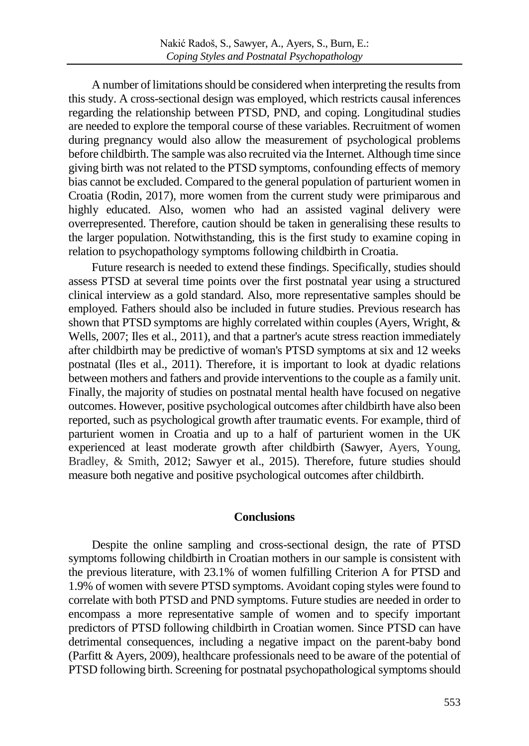A number of limitations should be considered when interpreting the results from this study. A cross-sectional design was employed, which restricts causal inferences regarding the relationship between PTSD, PND, and coping. Longitudinal studies are needed to explore the temporal course of these variables. Recruitment of women during pregnancy would also allow the measurement of psychological problems before childbirth. The sample was also recruited via the Internet. Although time since giving birth was not related to the PTSD symptoms, confounding effects of memory bias cannot be excluded. Compared to the general population of parturient women in Croatia (Rodin, 2017), more women from the current study were primiparous and highly educated. Also, women who had an assisted vaginal delivery were overrepresented. Therefore, caution should be taken in generalising these results to the larger population. Notwithstanding, this is the first study to examine coping in relation to psychopathology symptoms following childbirth in Croatia.

Future research is needed to extend these findings. Specifically, studies should assess PTSD at several time points over the first postnatal year using a structured clinical interview as a gold standard. Also, more representative samples should be employed. Fathers should also be included in future studies. Previous research has shown that PTSD symptoms are highly correlated within couples (Ayers, Wright, & Wells, 2007; Iles et al., 2011), and that a partner's acute stress reaction immediately after childbirth may be predictive of woman's PTSD symptoms at six and 12 weeks postnatal (Iles et al., 2011). Therefore, it is important to look at dyadic relations between mothers and fathers and provide interventions to the couple as a family unit. Finally, the majority of studies on postnatal mental health have focused on negative outcomes. However, positive psychological outcomes after childbirth have also been reported, such as psychological growth after traumatic events. For example, third of parturient women in Croatia and up to a half of parturient women in the UK experienced at least moderate growth after childbirth (Sawyer, Ayers, Young, Bradley, & Smith, 2012; Sawyer et al., 2015). Therefore, future studies should measure both negative and positive psychological outcomes after childbirth.

## Conclusions

Despite the online sampling and cross-sectional design, the rate of PTSD symptoms following childbirth in Croatian mothers in our sample is consistent with the previous literature, with 23.1% of women fulfilling Criterion A for PTSD and 1.9% of women with severe PTSD symptoms. Avoidant coping styles were found to correlate with both PTSD and PND symptoms. Future studies are needed in order to encompass a more representative sample of women and to specify important predictors of PTSD following childbirth in Croatian women. Since PTSD can have detrimental consequences, including a negative impact on the parent-baby bond (Parfitt & Ayers, 2009), healthcare professionals need to be aware of the potential of PTSD following birth. Screening for postnatal psychopathological symptoms should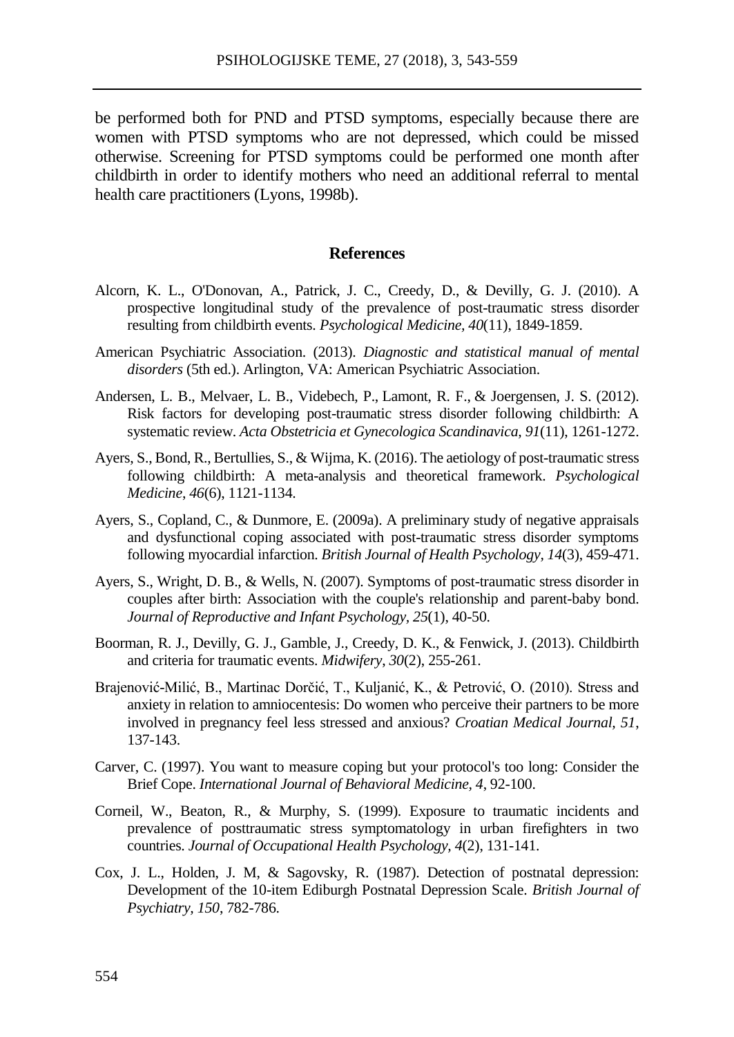be performed both for PND and PTSD symptoms, especially because there are women with PTSD symptoms who are not depressed, which could be missed otherwise. Screening for PTSD symptoms could be performed one month after childbirth in order to identify mothers who need an additional referral to mental health care practitioners (Lyons, 1998b).

## References

Alcorn, K. L., O'Donovan, A., Patrick, J. C., Creedy, D., & Devilly, G. J. (2010). A prospective longitudinal study of the prevalence of post-traumatic stress disorder resulting from childbirth events. *Psychological Medicine*, *40*(11), 1849-1859.

American Psychiatric Association. (2013). *Diagnostic and statistical manual of mental disorders* (5th ed.). Arlington, VA: American Psychiatric Association.

Andersen, L. B., Melvaer, L. B., Videbech, P., Lamont, R. F., & Joergensen, J. S. (2012). Risk factors for developing post-traumatic stress disorder following childbirth: A systematic review. *Acta Obstetricia et Gynecologica Scandinavica*, *91*(11), 1261-1272.

Ayers, S., Bond, R., Bertullies, S., & Wijma, K. (2016). The aetiology of post-traumatic stress following childbirth: A meta-analysis and theoretical framework. *Psychological Medicine*, *46*(6), 1121-1134.

Ayers, S., Copland, C., & Dunmore, E. (2009a). A preliminary study of negative appraisals and dysfunctional coping associated with post-traumatic stress disorder symptoms following myocardial infarction. *British Journal of Health Psychology*, *14*(3), 459-471.

Ayers, S., Wright, D. B., & Wells, N. (2007). Symptoms of post-traumatic stress disorder in couples after birth: Association with the couple's relationship and parent-baby bond. *Journal of Reproductive and Infant Psychology*, *25*(1), 40-50.

Boorman, R. J., Devilly, G. J., Gamble, J., Creedy, D. K., & Fenwick, J. (2013). Childbirth and criteria for traumatic events. *Midwifery*, *30*(2), 255-261.

Brajenović-Milić, B., Martinac Dorčić, T., Kuljanić, K., & Petrović, O. (2010). Stress and anxiety in relation to amniocentesis: Do women who perceive their partners to be more involved in pregnancy feel less stressed and anxious? *Croatian Medical Journal, 51*, 137-143.

Carver, C. (1997). You want to measure coping but your protocol's too long: Consider the Brief Cope. *International Journal of Behavioral Medicine, 4*, 92-100.

Corneil, W., Beaton, R., & Murphy, S. (1999). Exposure to traumatic incidents and prevalence of posttraumatic stress symptomatology in urban firefighters in two countries. *Journal of Occupational Health Psychology*, *4*(2), 131-141.

Cox, J. L., Holden, J. M, & Sagovsky, R. (1987). Detection of postnatal depression: Development of the 10-item Ediburgh Postnatal Depression Scale. *British Journal of Psychiatry, 150*, 782-786.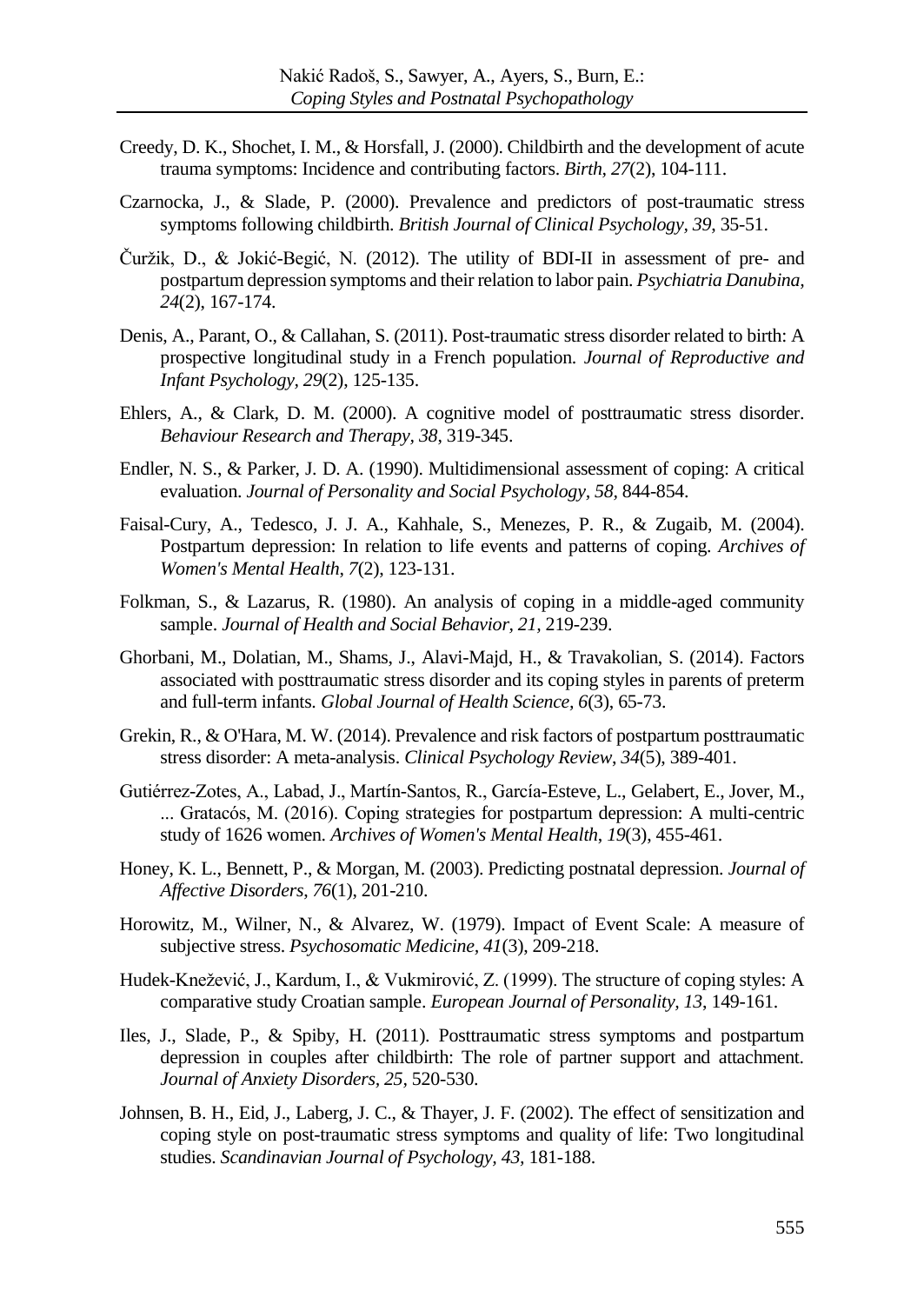Creedy, D. K., Shochet, I. M., & Horsfall, J. (2000). Childbirth and the development of acute trauma symptoms: Incidence and contributing factors. *Birth, 27*(2), 104-111.

Czarnocka, J., & Slade, P. (2000). Prevalence and predictors of post-traumatic stress symptoms following childbirth. *British Journal of Clinical Psychology, 39*, 35-51.

Čuržik, D., & Jokić-Begić, N. (2012). The utility of BDI-II in assessment of pre- and postpartum depression symptoms and their relation to labor pain. *Psychiatria Danubina, 24*(2), 167-174.

Denis, A., Parant, O., & Callahan, S. (2011). Post-traumatic stress disorder related to birth: A prospective longitudinal study in a French population. *Journal of Reproductive and Infant Psychology*, *29*(2), 125-135.

Ehlers, A., & Clark, D. M. (2000). A cognitive model of posttraumatic stress disorder. *Behaviour Research and Therapy, 38*, 319-345.

Endler, N. S., & Parker, J. D. A. (1990). Multidimensional assessment of coping: A critical evaluation. *Journal of Personality and Social Psychology, 58*, 844-854.

Faisal-Cury, A., Tedesco, J. J. A., Kahhale, S., Menezes, P. R., & Zugaib, M. (2004). Postpartum depression: In relation to life events and patterns of coping. *Archives of Women's Mental Health, 7*(2), 123-131.

Folkman, S., & Lazarus, R. (1980). An analysis of coping in a middle-aged community sample. *Journal of Health and Social Behavior, 21*, 219-239.

Ghorbani, M., Dolatian, M., Shams, J., Alavi-Majd, H., & Travakolian, S. (2014). Factors associated with posttraumatic stress disorder and its coping styles in parents of preterm and full-term infants. *Global Journal of Health Science, 6*(3), 65-73.

Grekin, R., & O'Hara, M. W. (2014). Prevalence and risk factors of postpartum posttraumatic stress disorder: A meta-analysis. *Clinical Psychology Review*, *34*(5), 389-401.

Gutiérrez-Zotes, A., Labad, J., Martín-Santos, R., García-Esteve, L., Gelabert, E., Jover, M., ... Gratacós, M. (2016). Coping strategies for postpartum depression: A multi-centric study of 1626 women. *Archives of Women's Mental Health*, *19*(3), 455-461.

Honey, K. L., Bennett, P., & Morgan, M. (2003). Predicting postnatal depression. *Journal of Affective Disorders*, *76*(1), 201-210.

Horowitz, M., Wilner, N., & Alvarez, W. (1979). Impact of Event Scale: A measure of subjective stress. *Psychosomatic Medicine, 41*(3), 209-218.

Hudek-Knežević, J., Kardum, I., & Vukmirović, Z. (1999). The structure of coping styles: A comparative study Croatian sample. *European Journal of Personality, 13*, 149-161.

Iles, J., Slade, P., & Spiby, H. (2011). Posttraumatic stress symptoms and postpartum depression in couples after childbirth: The role of partner support and attachment. *Journal of Anxiety Disorders, 25*, 520-530.

Johnsen, B. H., Eid, J., Laberg, J. C., & Thayer, J. F. (2002). The effect of sensitization and coping style on post-traumatic stress symptoms and quality of life: Two longitudinal studies. *Scandinavian Journal of Psychology, 43*, 181-188.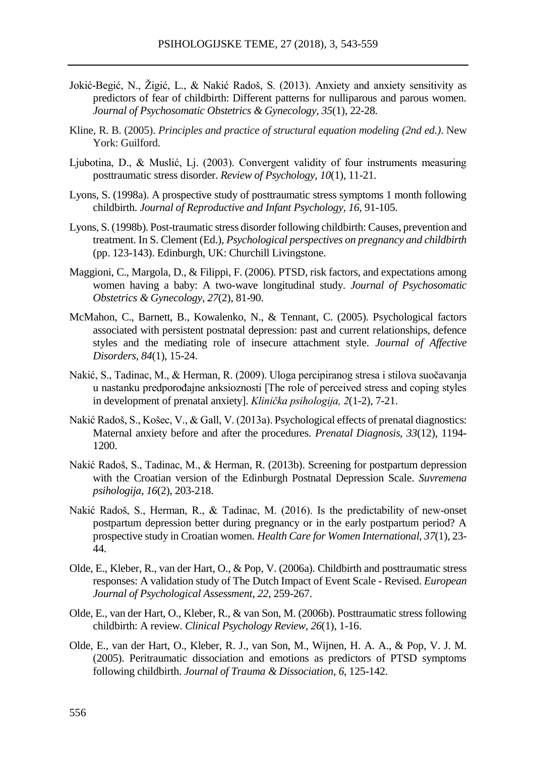Jokić-Begić, N., Žigić, L., & Nakić Radoš, S. (2013). Anxiety and anxiety sensitivity as predictors of fear of childbirth: Different patterns for nulliparous and parous women. *Journal of Psychosomatic Obstetrics & Gynecology, 35*(1), 22-28.

Kline, R. B. (2005). *Principles and practice of structural equation modeling (2nd ed.)*. New York: Guilford.

Ljubotina, D., & Muslić, Lj. (2003). Convergent validity of four instruments measuring posttraumatic stress disorder. *Review of Psychology, 10*(1), 11-21.

Lyons, S. (1998a). A prospective study of posttraumatic stress symptoms 1 month following childbirth. *Journal of Reproductive and Infant Psychology, 16*, 91-105.

Lyons, S. (1998b). Post-traumatic stress disorder following childbirth: Causes, prevention and treatment. In S. Clement (Ed.), *Psychological perspectives on pregnancy and childbirth* (pp. 123-143). Edinburgh, UK: Churchill Livingstone.

Maggioni, C., Margola, D., & Filippi, F. (2006). PTSD, risk factors, and expectations among women having a baby: A two-wave longitudinal study. *Journal of Psychosomatic Obstetrics & Gynecology, 27*(2), 81-90.

McMahon, C., Barnett, B., Kowalenko, N., & Tennant, C. (2005). Psychological factors associated with persistent postnatal depression: past and current relationships, defence styles and the mediating role of insecure attachment style. *Journal of Affective Disorders, 84*(1), 15-24.

Nakić, S., Tadinac, M., & Herman, R. (2009). Uloga percipiranog stresa i stilova suočavanja u nastanku predporođajne anksioznosti [The role of perceived stress and coping styles in development of prenatal anxiety]. *Klinička psihologija, 2*(1-2), 7-21.

Nakić Radoš, S., Košec, V., & Gall, V. (2013a). Psychological effects of prenatal diagnostics: Maternal anxiety before and after the procedures. *Prenatal Diagnosis, 33*(12), 1194-1200.

Nakić Radoš, S., Tadinac, M., & Herman, R. (2013b). Screening for postpartum depression with the Croatian version of the Edinburgh Postnatal Depression Scale. *Suvremena psihologija, 16*(2), 203-218.

Nakić Radoš, S., Herman, R., & Tadinac, M. (2016). Is the predictability of new-onset postpartum depression better during pregnancy or in the early postpartum period? A prospective study in Croatian women. *Health Care for Women International, 37*(1), 23-44.

Olde, E., Kleber, R., van der Hart, O., & Pop, V. (2006a). Childbirth and posttraumatic stress responses: A validation study of The Dutch Impact of Event Scale - Revised. *European Journal of Psychological Assessment, 22*, 259-267.

Olde, E., van der Hart, O., Kleber, R., & van Son, M. (2006b). Posttraumatic stress following childbirth: A review. *Clinical Psychology Review, 26*(1), 1-16.

Olde, E., van der Hart, O., Kleber, R. J., van Son, M., Wijnen, H. A. A., & Pop, V. J. M. (2005). Peritraumatic dissociation and emotions as predictors of PTSD symptoms following childbirth. *Journal of Trauma & Dissociation, 6*, 125-142.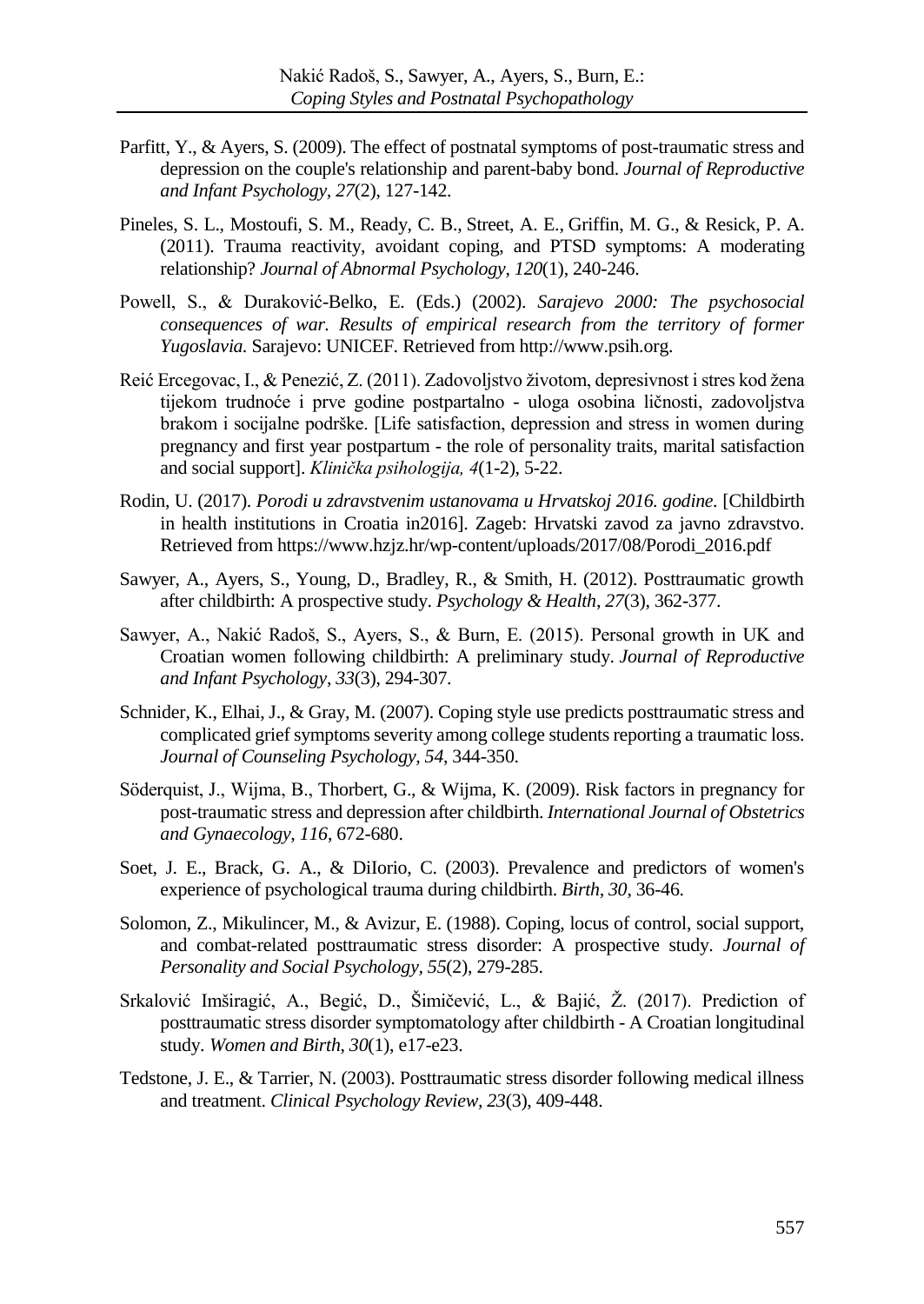Parfitt, Y., & Ayers, S. (2009). The effect of postnatal symptoms of post-traumatic stress and depression on the couple's relationship and parent-baby bond. *Journal of Reproductive and Infant Psychology, 27*(2), 127-142.

Pineles, S. L., Mostoufi, S. M., Ready, C. B., Street, A. E., Griffin, M. G., & Resick, P. A. (2011). Trauma reactivity, avoidant coping, and PTSD symptoms: A moderating relationship? *Journal of Abnormal Psychology*, *120*(1), 240-246.

Powell, S., & Duraković-Belko, E. (Eds.) (2002). *Sarajevo 2000: The psychosocial consequences of war. Results of empirical research from the territory of former Yugoslavia.* Sarajevo: UNICEF. Retrieved from http://www.psih.org.

Reić Ercegovac, I., & Penezić, Z. (2011). Zadovoljstvo životom, depresivnost i stres kod žena tijekom trudnoće i prve godine postpartalno - uloga osobina ličnosti, zadovoljstva brakom i socijalne podrške. [Life satisfaction, depression and stress in women during pregnancy and first year postpartum - the role of personality traits, marital satisfaction and social support]. *Klinička psihologija, 4*(1-2), 5-22.

Rodin, U. (2017). *Porodi u zdravstvenim ustanovama u Hrvatskoj 2016. godine.* [Childbirth in health institutions in Croatia in2016]. Zageb: Hrvatski zavod za javno zdravstvo. Retrieved from https://www.hzjz.hr/wp-content/uploads/2017/08/Porodi_2016.pdf

Sawyer, A., Ayers, S., Young, D., Bradley, R., & Smith, H. (2012). Posttraumatic growth after childbirth: A prospective study. *Psychology & Health*, *27*(3), 362-377.

Sawyer, A., Nakić Radoš, S., Ayers, S., & Burn, E. (2015). Personal growth in UK and Croatian women following childbirth: A preliminary study. *Journal of Reproductive and Infant Psychology*, *33*(3), 294-307.

Schnider, K., Elhai, J., & Gray, M. (2007). Coping style use predicts posttraumatic stress and complicated grief symptoms severity among college students reporting a traumatic loss. *Journal of Counseling Psychology, 54*, 344-350.

Söderquist, J., Wijma, B., Thorbert, G., & Wijma, K. (2009). Risk factors in pregnancy for post-traumatic stress and depression after childbirth. *International Journal of Obstetrics and Gynaecology, 116*, 672-680.

Soet, J. E., Brack, G. A., & DiIorio, C. (2003). Prevalence and predictors of women's experience of psychological trauma during childbirth. *Birth, 30*, 36-46.

Solomon, Z., Mikulincer, M., & Avizur, E. (1988). Coping, locus of control, social support, and combat-related posttraumatic stress disorder: A prospective study. *Journal of Personality and Social Psychology, 55*(2), 279-285.

Srkalović Imširagić, A., Begić, D., Šimičević, L., & Bajić, Ž. (2017). Prediction of posttraumatic stress disorder symptomatology after childbirth - A Croatian longitudinal study. *Women and Birth, 30*(1), e17-e23.

Tedstone, J. E., & Tarrier, N. (2003). Posttraumatic stress disorder following medical illness and treatment. *Clinical Psychology Review, 23*(3), 409-448.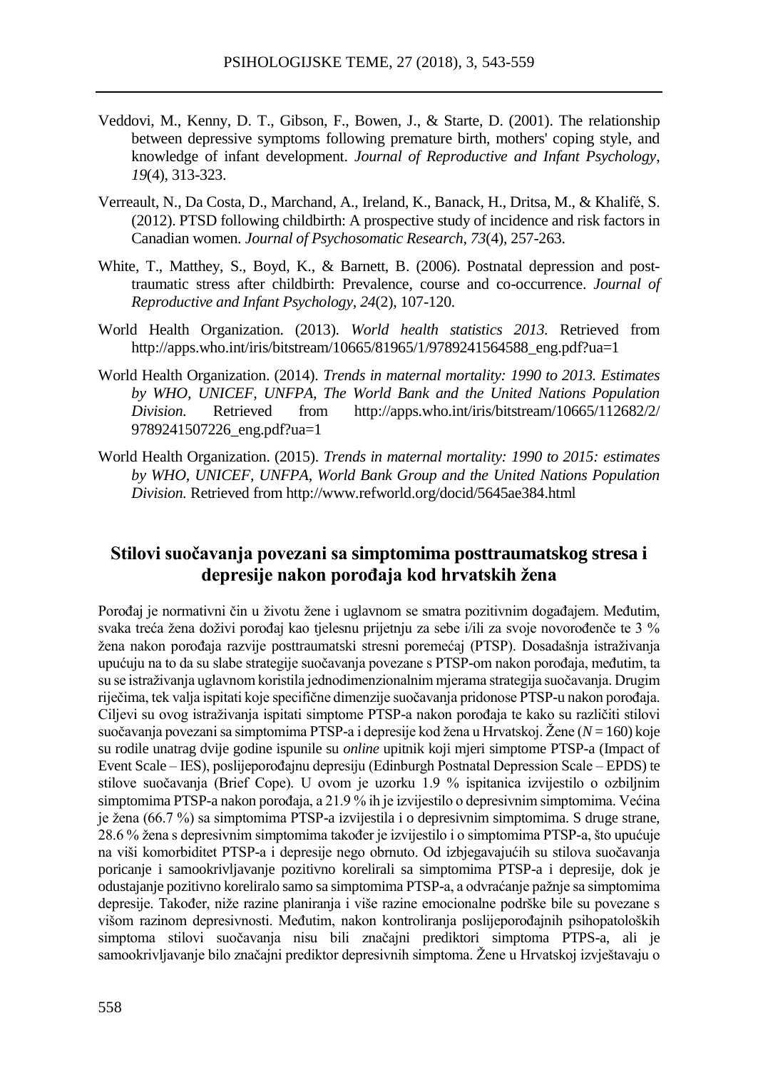Veddovi, M., Kenny, D. T., Gibson, F., Bowen, J., & Starte, D. (2001). The relationship between depressive symptoms following premature birth, mothers' coping style, and knowledge of infant development. *Journal of Reproductive and Infant Psychology, 19*(4), 313-323.

Verreault, N., Da Costa, D., Marchand, A., Ireland, K., Banack, H., Dritsa, M., & Khalifé, S. (2012). PTSD following childbirth: A prospective study of incidence and risk factors in Canadian women. *Journal of Psychosomatic Research, 73*(4), 257-263.

White, T., Matthey, S., Boyd, K., & Barnett, B. (2006). Postnatal depression and post-traumatic stress after childbirth: Prevalence, course and co-occurrence. *Journal of Reproductive and Infant Psychology, 24*(2), 107-120.

World Health Organization. (2013). *World health statistics 2013.* Retrieved from http://apps.who.int/iris/bitstream/10665/81965/1/9789241564588_eng.pdf?ua=1

World Health Organization. (2014). *Trends in maternal mortality: 1990 to 2013. Estimates by WHO, UNICEF, UNFPA, The World Bank and the United Nations Population Division.* Retrieved from http://apps.who.int/iris/bitstream/10665/112682/2/9789241507226_eng.pdf?ua=1

World Health Organization. (2015). *Trends in maternal mortality: 1990 to 2015: estimates by WHO, UNICEF, UNFPA, World Bank Group and the United Nations Population Division.* Retrieved from http://www.refworld.org/docid/5645ae384.html

## Stilovi suočavanja povezani sa simptomima posttraumatskog stresa i depresije nakon porođaja kod hrvatskih žena

Porođaj je normativni čin u životu žene i uglavnom se smatra pozitivnim događajem. Međutim, svaka treća žena doživi porođaj kao tjelesnu prijetnju za sebe i/ili za svoje novorođenče te 3 % žena nakon porođaja razvije posttraumatski stresni poremećaj (PTSP). Dosadašnja istraživanja upućuju na to da su slabe strategije suočavanja povezane s PTSP-om nakon porođaja, međutim, ta su se istraživanja uglavnom koristila jednodimenzionalnim mjerama strategija suočavanja. Drugim riječima, tek valja ispitati koje specifične dimenzije suočavanja pridonose PTSP-u nakon porođaja. Ciljevi su ovog istraživanja ispitati simptome PTSP-a nakon porođaja te kako su različiti stilovi suočavanja povezani sa simptomima PTSP-a i depresije kod žena u Hrvatskoj. Žene ($N = 160$) koje su rodile unatrag dvije godine ispunile su *online* upitnik koji mjeri simptome PTSP-a (Impact of Event Scale – IES), poslijeporođajnu depresiju (Edinburgh Postnatal Depression Scale – EPDS) te stilove suočavanja (Brief Cope). U ovom je uzorku 1.9 % ispitanica izvijestilo o ozbiljnim simptomima PTSP-a nakon porođaja, a 21.9 % ih je izvijestilo o depresivnim simptomima. Većina je žena (66.7 %) sa simptomima PTSP-a izvijestila i o depresivnim simptomima. S druge strane, 28.6 % žena s depresivnim simptomima također je izvijestilo i o simptomima PTSP-a, što upućuje na viši komorbiditet PTSP-a i depresije nego obrnuto. Od izbjegavajućih su stilova suočavanja poricanje i samookrivljavanje pozitivno korelirali sa simptomima PTSP-a i depresije, dok je odustajanje pozitivno koreliralo samo sa simptomima PTSP-a, a odvraćanje pažnje sa simptomima depresije. Također, niže razine planiranja i više razine emocionalne podrške bile su povezane s višom razinom depresivnosti. Međutim, nakon kontroliranja poslijeporođajnih psihopatoloških simptoma stilovi suočavanja nisu bili značajni prediktori simptoma PTPS-a, ali je samookrivljavanje bilo značajni prediktor depresivnih simptoma. Žene u Hrvatskoj izvještavaju o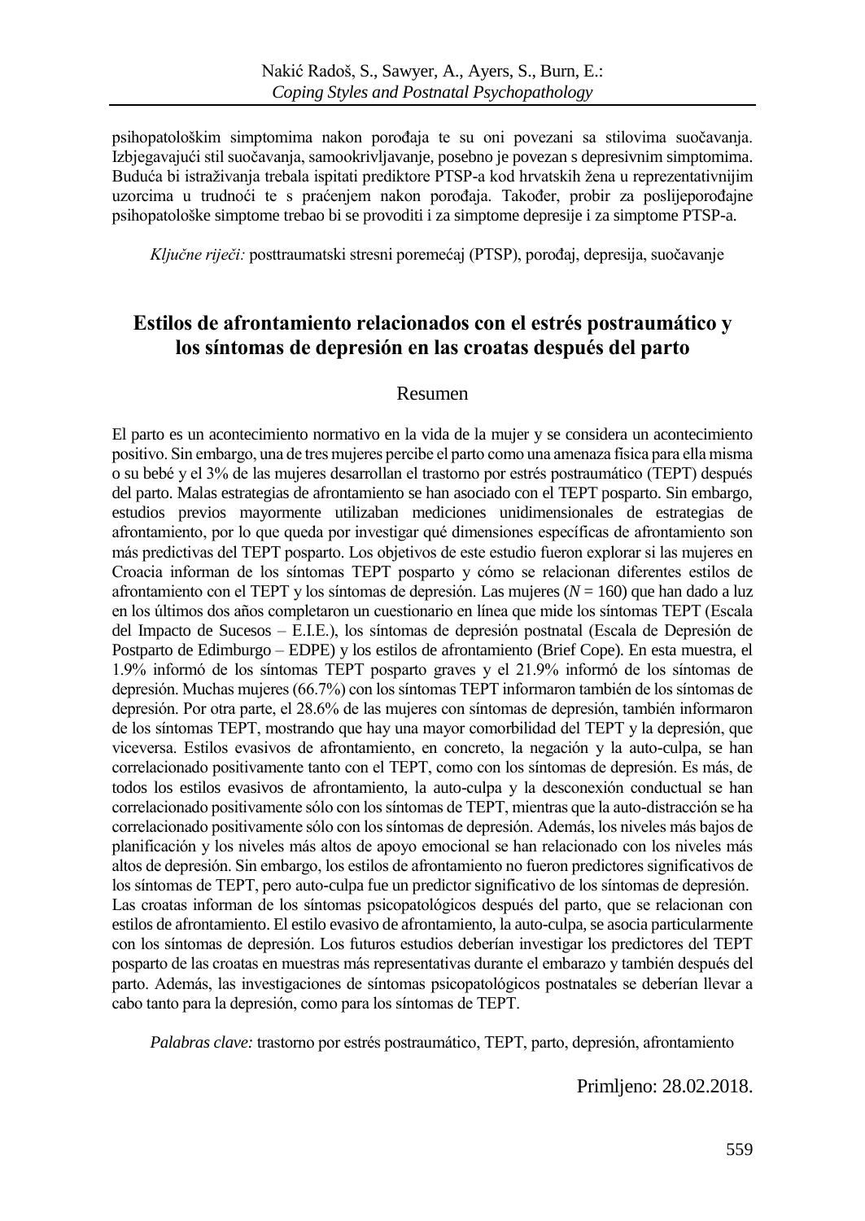psihopatološkim simptomima nakon porođaja te su oni povezani sa stilovima suočavanja. Izbjegavajući stil suočavanja, samookrivljavanje, posebno je povezan s depresivnim simptomima. Buduća bi istraživanja trebala ispitati prediktore PTSP-a kod hrvatskih žena u reprezentativnijim uzorcima u trudnoći te s praćenjem nakon porođaja. Također, probir za poslijeporođajne psihopatološke simptome trebao bi se provoditi i za simptome depresije i za simptome PTSP-a.

*Ključne riječi:* posttraumatski stresni poremećaj (PTSP), porođaj, depresija, suočavanje

## Estilos de afrontamiento relacionados con el estrés postraumático y los síntomas de depresión en las croatas después del parto

### Resumen

El parto es un acontecimiento normativo en la vida de la mujer y se considera un acontecimiento positivo. Sin embargo, una de tres mujeres percibe el parto como una amenaza física para ella misma o su bebé y el 3% de las mujeres desarrollan el trastorno por estrés postraumático (TEPT) después del parto. Malas estrategias de afrontamiento se han asociado con el TEPT posparto. Sin embargo, estudios previos mayormente utilizaban mediciones unidimensionales de estrategias de afrontamiento, por lo que queda por investigar qué dimensiones específicas de afrontamiento son más predictivas del TEPT posparto. Los objetivos de este estudio fueron explorar si las mujeres en Croacia informan de los síntomas TEPT posparto y cómo se relacionan diferentes estilos de afrontamiento con el TEPT y los síntomas de depresión. Las mujeres (*N* = 160) que han dado a luz en los últimos dos años completaron un cuestionario en línea que mide los síntomas TEPT (Escala del Impacto de Sucesos – E.I.E.), los síntomas de depresión postnatal (Escala de Depresión de Postparto de Edimburgo – EDPE) y los estilos de afrontamiento (Brief Cope). En esta muestra, el 1.9% informó de los síntomas TEPT posparto graves y el 21.9% informó de los síntomas de depresión. Muchas mujeres (66.7%) con los síntomas TEPT informaron también de los síntomas de depresión. Por otra parte, el 28.6% de las mujeres con síntomas de depresión, también informaron de los síntomas TEPT, mostrando que hay una mayor comorbilidad del TEPT y la depresión, que viceversa. Estilos evasivos de afrontamiento, en concreto, la negación y la auto-culpa, se han correlacionado positivamente tanto con el TEPT, como con los síntomas de depresión. Es más, de todos los estilos evasivos de afrontamiento, la auto-culpa y la desconexión conductual se han correlacionado positivamente sólo con los síntomas de TEPT, mientras que la auto-distracción se ha correlacionado positivamente sólo con los síntomas de depresión. Además, los niveles más bajos de planificación y los niveles más altos de apoyo emocional se han relacionado con los niveles más altos de depresión. Sin embargo, los estilos de afrontamiento no fueron predictores significativos de los síntomas de TEPT, pero auto-culpa fue un predictor significativo de los síntomas de depresión. Las croatas informan de los síntomas psicopatológicos después del parto, que se relacionan con estilos de afrontamiento. El estilo evasivo de afrontamiento, la auto-culpa, se asocia particularmente con los síntomas de depresión. Los futuros estudios deberían investigar los predictores del TEPT posparto de las croatas en muestras más representativas durante el embarazo y también después del parto. Además, las investigaciones de síntomas psicopatológicos postnatales se deberían llevar a cabo tanto para la depresión, como para los síntomas de TEPT.

*Palabras clave:* trastorno por estrés postraumático, TEPT, parto, depresión, afrontamiento

Primljeno: 28.02.2018.